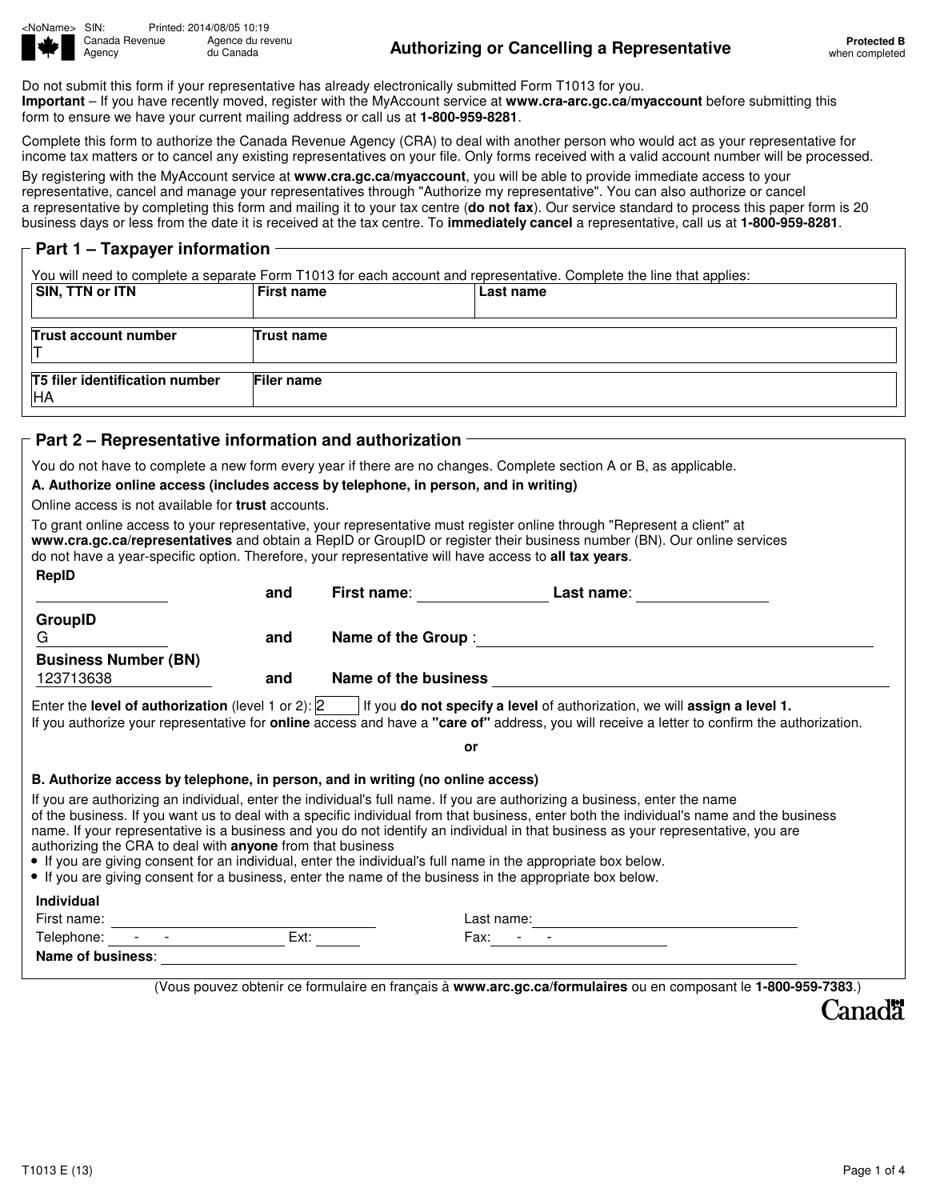<NoName> SIN: Printed: 2014/08/05 10:19

Canada Revenue Agency | Agence du revenu du Canada

# Authorizing or Cancelling a Representative

**Protected B** when completed

Do not submit this form if your representative has already electronically submitted Form T1013 for you.

**Important** – If you have recently moved, register with the MyAccount service at **www.cra-arc.gc.ca/myaccount** before submitting this form to ensure we have your current mailing address or call us at **1-800-959-8281**.

Complete this form to authorize the Canada Revenue Agency (CRA) to deal with another person who would act as your representative for income tax matters or to cancel any existing representatives on your file. Only forms received with a valid account number will be processed.

By registering with the MyAccount service at **www.cra.gc.ca/myaccount**, you will be able to provide immediate access to your representative, cancel and manage your representatives through "Authorize my representative". You can also authorize or cancel a representative by completing this form and mailing it to your tax centre (**do not fax**). Our service standard to process this paper form is 20 business days or less from the date it is received at the tax centre. To **immediately cancel** a representative, call us at **1-800-959-8281**.

## Part 1 – Taxpayer information

You will need to complete a separate Form T1013 for each account and representative. Complete the line that applies:

| SIN, TTN or ITN | First name | Last name |
|---|---|---|
| | | |

| Trust account number | Trust name |
|---|---|
| T | |

| T5 filer identification number | Filer name |
|---|---|
| HA | |

## Part 2 – Representative information and authorization

You do not have to complete a new form every year if there are no changes. Complete section A or B, as applicable.

**A. Authorize online access (includes access by telephone, in person, and in writing)**

Online access is not available for **trust** accounts.

To grant online access to your representative, your representative must register online through "Represent a client" at **www.cra.gc.ca/representatives** and obtain a RepID or GroupID or register their business number (BN). Our online services do not have a year-specific option. Therefore, your representative will have access to **all tax years**.

**RepID** ____________ and **First name**: ____________ **Last name**: ____________

**GroupID** G ____________ and **Name of the Group** : ____________

**Business Number (BN)** 123713638 and **Name of the business** ____________

Enter the **level of authorization** (level 1 or 2): 2 If you **do not specify a level** of authorization, we will **assign a level 1.**

If you authorize your representative for **online** access and have a **"care of"** address, you will receive a letter to confirm the authorization.

**or**

**B. Authorize access by telephone, in person, and in writing (no online access)**

If you are authorizing an individual, enter the individual's full name. If you are authorizing a business, enter the name of the business. If you want us to deal with a specific individual from that business, enter both the individual's name and the business name. If your representative is a business and you do not identify an individual in that business as your representative, you are authorizing the CRA to deal with **anyone** from that business

- If you are giving consent for an individual, enter the individual's full name in the appropriate box below.
- If you are giving consent for a business, enter the name of the business in the appropriate box below.

**Individual**

First name: ____________ Last name: ____________

Telephone: - - Ext: ____ Fax: - -

**Name of business**: ____________

(Vous pouvez obtenir ce formulaire en français à **www.arc.gc.ca/formulaires** ou en composant le **1-800-959-7383**.)

Canada

T1013 E (13)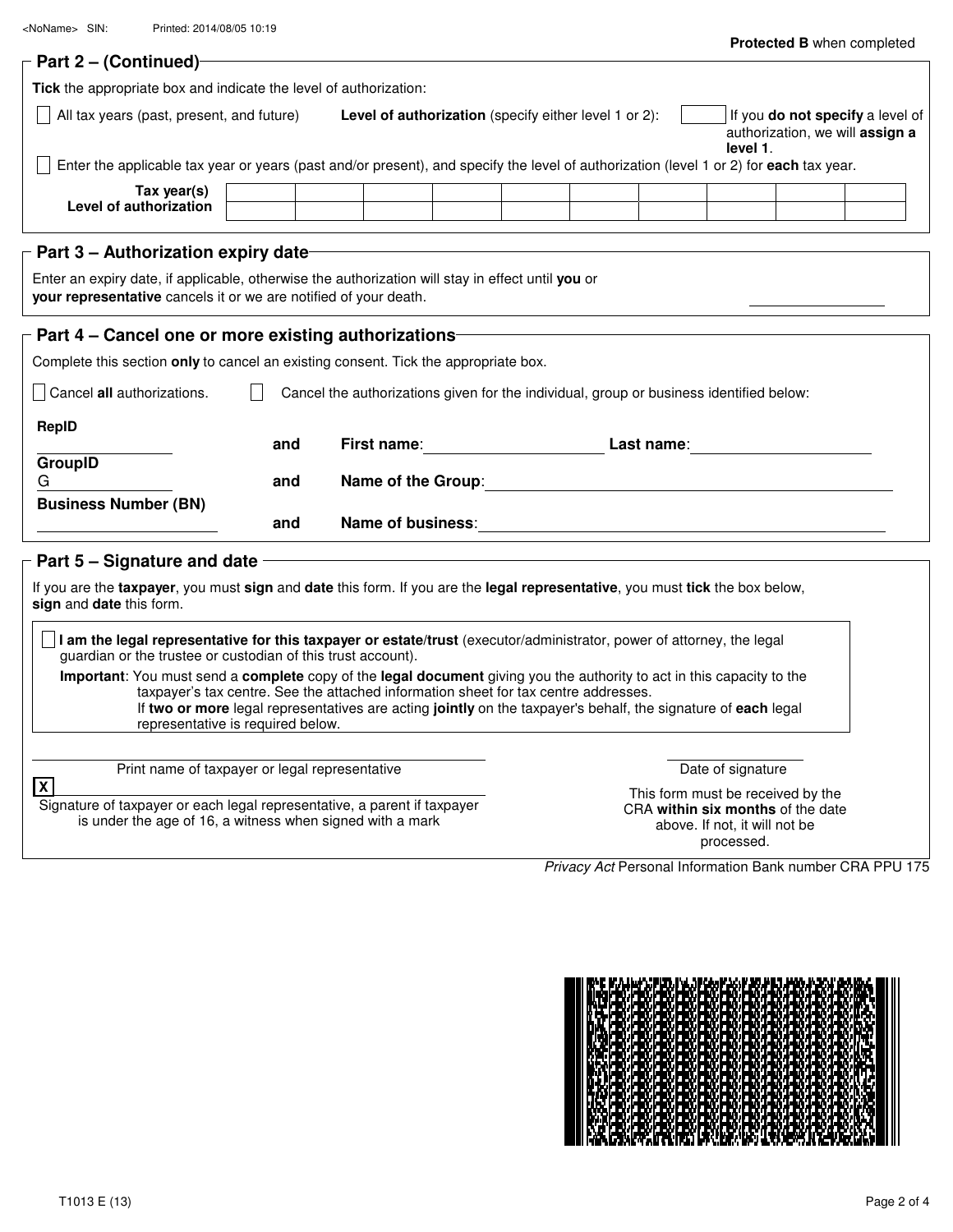**Protected B** when completed

## Part 2 – (Continued)

**Tick** the appropriate box and indicate the level of authorization:

☐ All tax years (past, present, and future) **Level of authorization** (specify either level 1 or 2): ____ If you **do not specify** a level of authorization, we will **assign a level 1**.

☐ Enter the applicable tax year or years (past and/or present), and specify the level of authorization (level 1 or 2) for **each** tax year.

| | | | | | | | | | | |
|---|---|---|---|---|---|---|---|---|---|---|
| **Tax year(s)** | | | | | | | | | | |
| **Level of authorization** | | | | | | | | | | |

## Part 3 – Authorization expiry date

Enter an expiry date, if applicable, otherwise the authorization will stay in effect until **you** or **your representative** cancels it or we are notified of your death. ____________

## Part 4 – Cancel one or more existing authorizations

Complete this section **only** to cancel an existing consent. Tick the appropriate box.

☐ Cancel **all** authorizations. ☐ Cancel the authorizations given for the individual, group or business identified below:

**RepID** ____________ **and** **First name**: ____________ **Last name**: ____________

**GroupID** G ____________ **and** **Name of the Group**: ____________

**Business Number (BN)** ____________ **and** **Name of business**: ____________

## Part 5 – Signature and date

If you are the **taxpayer**, you must **sign** and **date** this form. If you are the **legal representative**, you must **tick** the box below, **sign** and **date** this form.

☐ **I am the legal representative for this taxpayer or estate/trust** (executor/administrator, power of attorney, the legal guardian or the trustee or custodian of this trust account).

**Important**: You must send a **complete** copy of the **legal document** giving you the authority to act in this capacity to the taxpayer's tax centre. See the attached information sheet for tax centre addresses.
If **two or more** legal representatives are acting **jointly** on the taxpayer's behalf, the signature of **each** legal representative is required below.

____________________
Print name of taxpayer or legal representative

**X** ____________________
Signature of taxpayer or each legal representative, a parent if taxpayer is under the age of 16, a witness when signed with a mark

____________
Date of signature

This form must be received by the CRA **within six months** of the date above. If not, it will not be processed.

*Privacy Act* Personal Information Bank number CRA PPU 175

T1013 E (13)